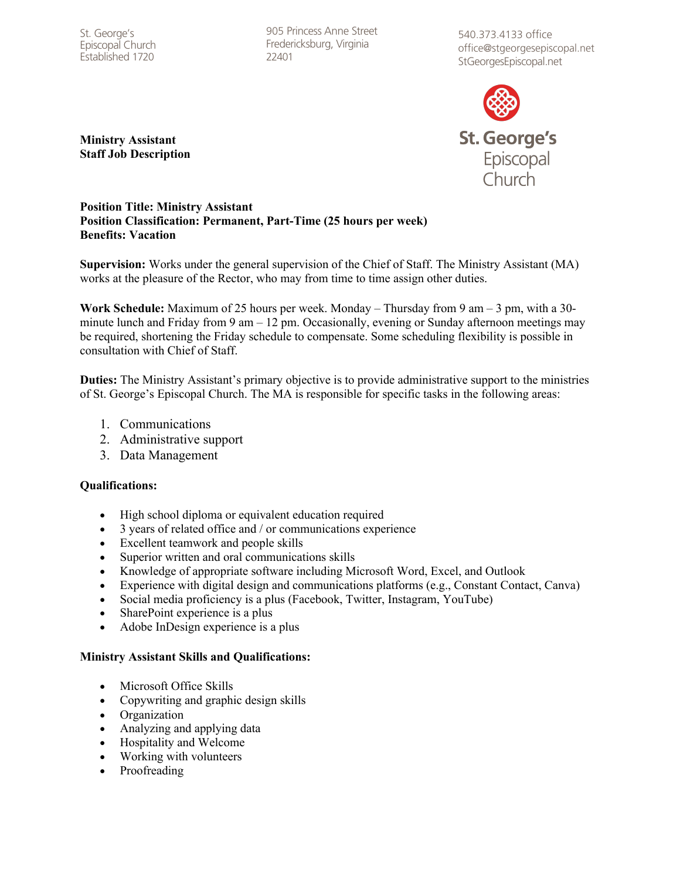St. George's
Episcopal Church
Established 1720

905 Princess Anne Street
Fredericksburg, Virginia
22401

540.373.4133 office
office@stgeorgesepiscopal.net
StGeorgesEpiscopal.net

St. George's Episcopal Church

**Ministry Assistant**
**Staff Job Description**

**Position Title: Ministry Assistant**
**Position Classification: Permanent, Part-Time (25 hours per week)**
**Benefits: Vacation**

**Supervision:** Works under the general supervision of the Chief of Staff. The Ministry Assistant (MA) works at the pleasure of the Rector, who may from time to time assign other duties.

**Work Schedule:** Maximum of 25 hours per week. Monday – Thursday from 9 am – 3 pm, with a 30-minute lunch and Friday from 9 am – 12 pm. Occasionally, evening or Sunday afternoon meetings may be required, shortening the Friday schedule to compensate. Some scheduling flexibility is possible in consultation with Chief of Staff.

**Duties:** The Ministry Assistant's primary objective is to provide administrative support to the ministries of St. George's Episcopal Church. The MA is responsible for specific tasks in the following areas:

1. Communications
2. Administrative support
3. Data Management

**Qualifications:**

- High school diploma or equivalent education required
- 3 years of related office and / or communications experience
- Excellent teamwork and people skills
- Superior written and oral communications skills
- Knowledge of appropriate software including Microsoft Word, Excel, and Outlook
- Experience with digital design and communications platforms (e.g., Constant Contact, Canva)
- Social media proficiency is a plus (Facebook, Twitter, Instagram, YouTube)
- SharePoint experience is a plus
- Adobe InDesign experience is a plus

**Ministry Assistant Skills and Qualifications:**

- Microsoft Office Skills
- Copywriting and graphic design skills
- Organization
- Analyzing and applying data
- Hospitality and Welcome
- Working with volunteers
- Proofreading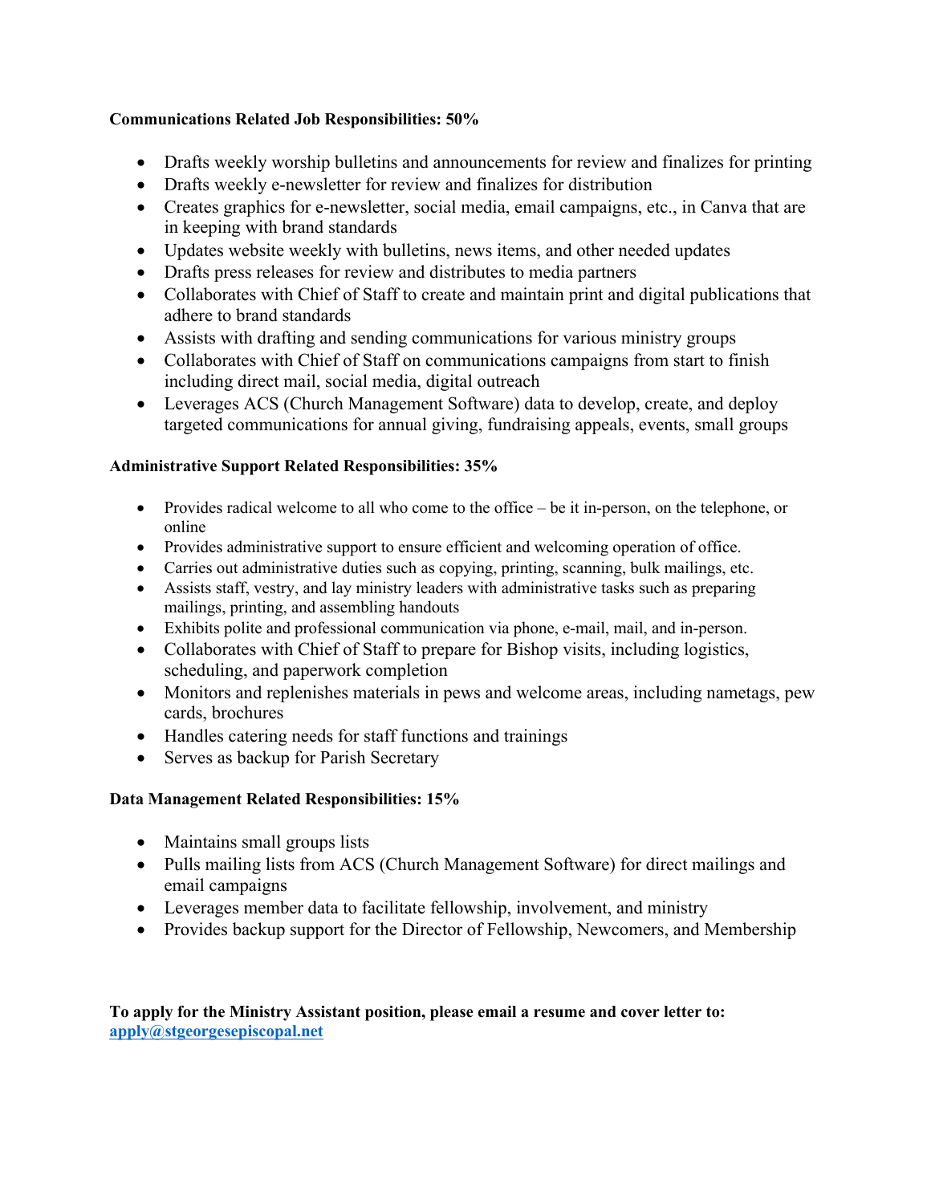**Communications Related Job Responsibilities: 50%**

- Drafts weekly worship bulletins and announcements for review and finalizes for printing
- Drafts weekly e-newsletter for review and finalizes for distribution
- Creates graphics for e-newsletter, social media, email campaigns, etc., in Canva that are in keeping with brand standards
- Updates website weekly with bulletins, news items, and other needed updates
- Drafts press releases for review and distributes to media partners
- Collaborates with Chief of Staff to create and maintain print and digital publications that adhere to brand standards
- Assists with drafting and sending communications for various ministry groups
- Collaborates with Chief of Staff on communications campaigns from start to finish including direct mail, social media, digital outreach
- Leverages ACS (Church Management Software) data to develop, create, and deploy targeted communications for annual giving, fundraising appeals, events, small groups

**Administrative Support Related Responsibilities: 35%**

- Provides radical welcome to all who come to the office – be it in-person, on the telephone, or online
- Provides administrative support to ensure efficient and welcoming operation of office.
- Carries out administrative duties such as copying, printing, scanning, bulk mailings, etc.
- Assists staff, vestry, and lay ministry leaders with administrative tasks such as preparing mailings, printing, and assembling handouts
- Exhibits polite and professional communication via phone, e-mail, mail, and in-person.
- Collaborates with Chief of Staff to prepare for Bishop visits, including logistics, scheduling, and paperwork completion
- Monitors and replenishes materials in pews and welcome areas, including nametags, pew cards, brochures
- Handles catering needs for staff functions and trainings
- Serves as backup for Parish Secretary

**Data Management Related Responsibilities: 15%**

- Maintains small groups lists
- Pulls mailing lists from ACS (Church Management Software) for direct mailings and email campaigns
- Leverages member data to facilitate fellowship, involvement, and ministry
- Provides backup support for the Director of Fellowship, Newcomers, and Membership

**To apply for the Ministry Assistant position, please email a resume and cover letter to: apply@stgeorgesepiscopal.net**